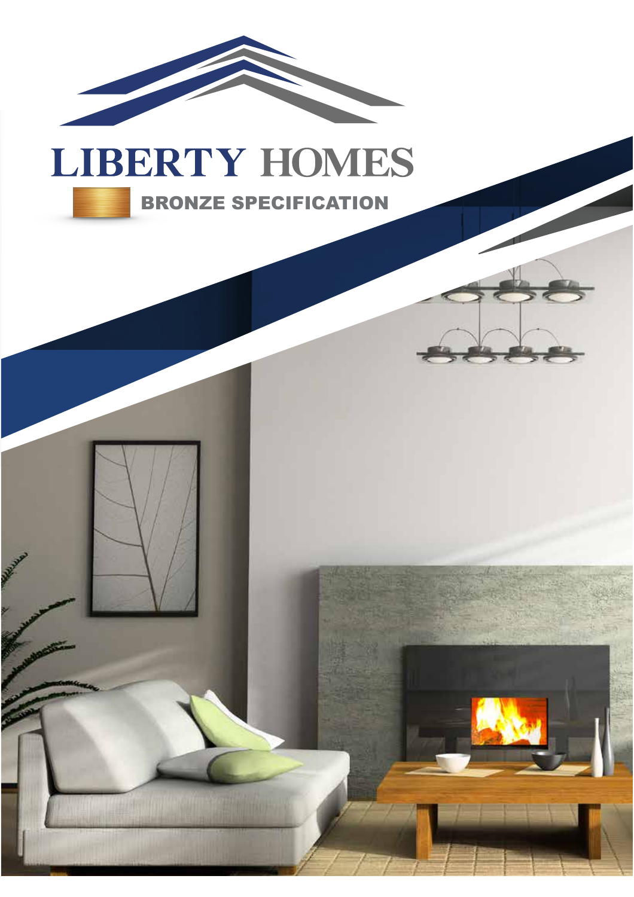# LIBERTY HOMES

## BRONZE SPECIFICATION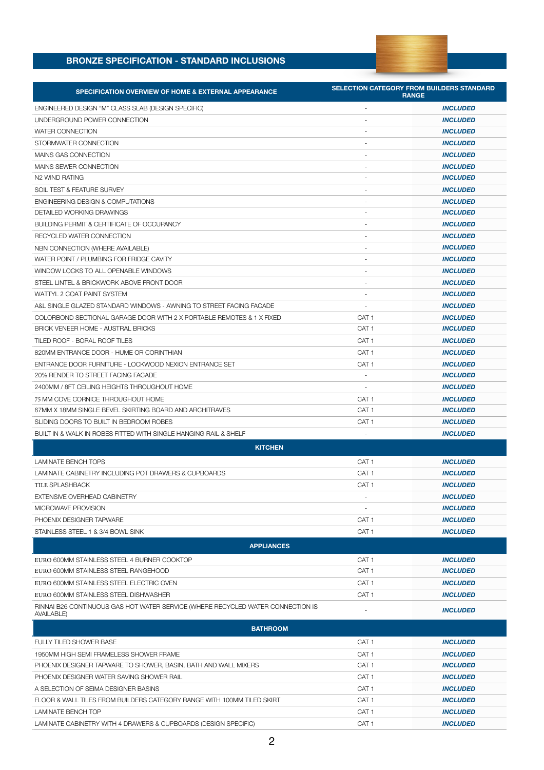## BRONZE SPECIFICATION - STANDARD INCLUSIONS

| SPECIFICATION OVERVIEW OF HOME & EXTERNAL APPEARANCE | SELECTION CATEGORY FROM BUILDERS STANDARD RANGE | |
|---|---|---|
| ENGINEERED DESIGN "M" CLASS SLAB (DESIGN SPECIFIC) | - | ***INCLUDED*** |
| UNDERGROUND POWER CONNECTION | - | ***INCLUDED*** |
| WATER CONNECTION | - | ***INCLUDED*** |
| STORMWATER CONNECTION | - | ***INCLUDED*** |
| MAINS GAS CONNECTION | - | ***INCLUDED*** |
| MAINS SEWER CONNECTION | - | ***INCLUDED*** |
| N2 WIND RATING | - | ***INCLUDED*** |
| SOIL TEST & FEATURE SURVEY | - | ***INCLUDED*** |
| ENGINEERING DESIGN & COMPUTATIONS | - | ***INCLUDED*** |
| DETAILED WORKING DRAWINGS | - | ***INCLUDED*** |
| BUILDING PERMIT & CERTIFICATE OF OCCUPANCY | - | ***INCLUDED*** |
| RECYCLED WATER CONNECTION | - | ***INCLUDED*** |
| NBN CONNECTION (WHERE AVAILABLE) | - | ***INCLUDED*** |
| WATER POINT / PLUMBING FOR FRIDGE CAVITY | - | ***INCLUDED*** |
| WINDOW LOCKS TO ALL OPENABLE WINDOWS | - | ***INCLUDED*** |
| STEEL LINTEL & BRICKWORK ABOVE FRONT DOOR | - | ***INCLUDED*** |
| WATTYL 2 COAT PAINT SYSTEM | - | ***INCLUDED*** |
| A&L SINGLE GLAZED STANDARD WINDOWS - AWNING TO STREET FACING FACADE | - | ***INCLUDED*** |
| COLORBOND SECTIONAL GARAGE DOOR WITH 2 X PORTABLE REMOTES & 1 X FIXED | CAT 1 | ***INCLUDED*** |
| BRICK VENEER HOME - AUSTRAL BRICKS | CAT 1 | ***INCLUDED*** |
| TILED ROOF - BORAL ROOF TILES | CAT 1 | ***INCLUDED*** |
| 820MM ENTRANCE DOOR - HUME OR CORINTHIAN | CAT 1 | ***INCLUDED*** |
| ENTRANCE DOOR FURNITURE - LOCKWOOD NEXION ENTRANCE SET | CAT 1 | ***INCLUDED*** |
| 20% RENDER TO STREET FACING FACADE | - | ***INCLUDED*** |
| 2400MM / 8FT CEILING HEIGHTS THROUGHOUT HOME | - | ***INCLUDED*** |
| 75 MM COVE CORNICE THROUGHOUT HOME | CAT 1 | ***INCLUDED*** |
| 67MM X 18MM SINGLE BEVEL SKIRTING BOARD AND ARCHITRAVES | CAT 1 | ***INCLUDED*** |
| SLIDING DOORS TO BUILT IN BEDROOM ROBES | CAT 1 | ***INCLUDED*** |
| BUILT IN & WALK IN ROBES FITTED WITH SINGLE HANGING RAIL & SHELF | - | ***INCLUDED*** |
| **KITCHEN** | | |
| LAMINATE BENCH TOPS | CAT 1 | ***INCLUDED*** |
| LAMINATE CABINETRY INCLUDING POT DRAWERS & CUPBOARDS | CAT 1 | ***INCLUDED*** |
| TILE SPLASHBACK | CAT 1 | ***INCLUDED*** |
| EXTENSIVE OVERHEAD CABINETRY | - | ***INCLUDED*** |
| MICROWAVE PROVISION | - | ***INCLUDED*** |
| PHOENIX DESIGNER TAPWARE | CAT 1 | ***INCLUDED*** |
| STAINLESS STEEL 1 & 3/4 BOWL SINK | CAT 1 | ***INCLUDED*** |
| **APPLIANCES** | | |
| EURO 600MM STAINLESS STEEL 4 BURNER COOKTOP | CAT 1 | ***INCLUDED*** |
| EURO 600MM STAINLESS STEEL RANGEHOOD | CAT 1 | ***INCLUDED*** |
| EURO 600MM STAINLESS STEEL ELECTRIC OVEN | CAT 1 | ***INCLUDED*** |
| EURO 600MM STAINLESS STEEL DISHWASHER | CAT 1 | ***INCLUDED*** |
| RINNAI B26 CONTINUOUS GAS HOT WATER SERVICE (WHERE RECYCLED WATER CONNECTION IS AVAILABLE) | - | ***INCLUDED*** |
| **BATHROOM** | | |
| FULLY TILED SHOWER BASE | CAT 1 | ***INCLUDED*** |
| 1950MM HIGH SEMI FRAMELESS SHOWER FRAME | CAT 1 | ***INCLUDED*** |
| PHOENIX DESIGNER TAPWARE TO SHOWER, BASIN, BATH AND WALL MIXERS | CAT 1 | ***INCLUDED*** |
| PHOENIX DESIGNER WATER SAVING SHOWER RAIL | CAT 1 | ***INCLUDED*** |
| A SELECTION OF SEIMA DESIGNER BASINS | CAT 1 | ***INCLUDED*** |
| FLOOR & WALL TILES FROM BUILDERS CATEGORY RANGE WITH 100MM TILED SKIRT | CAT 1 | ***INCLUDED*** |
| LAMINATE BENCH TOP | CAT 1 | ***INCLUDED*** |
| LAMINATE CABINETRY WITH 4 DRAWERS & CUPBOARDS (DESIGN SPECIFIC) | CAT 1 | ***INCLUDED*** |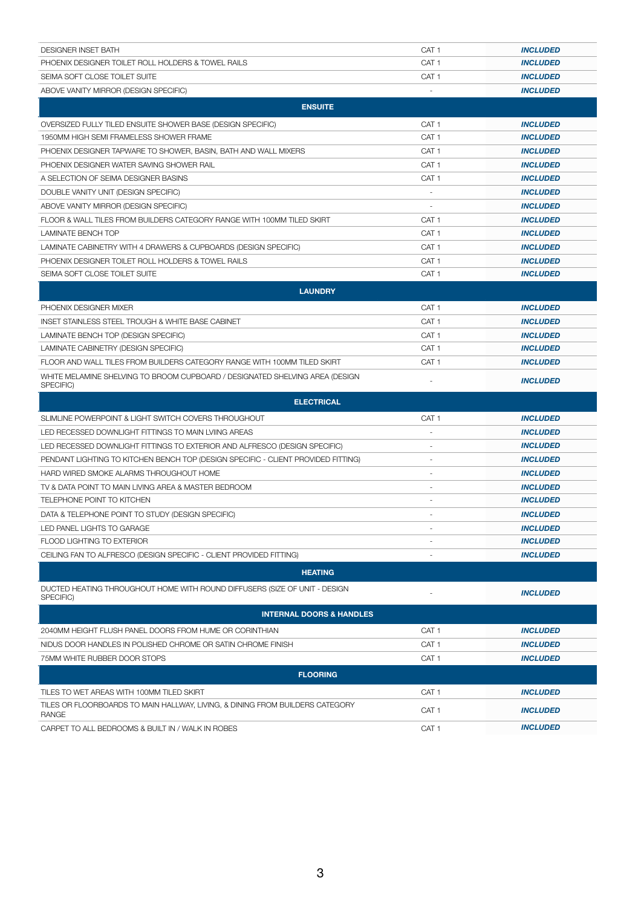| | | |
|---|---|---|
| DESIGNER INSET BATH | CAT 1 | ***INCLUDED*** |
| PHOENIX DESIGNER TOILET ROLL HOLDERS & TOWEL RAILS | CAT 1 | ***INCLUDED*** |
| SEIMA SOFT CLOSE TOILET SUITE | CAT 1 | ***INCLUDED*** |
| ABOVE VANITY MIRROR (DESIGN SPECIFIC) | - | ***INCLUDED*** |
| **ENSUITE** | | |
| OVERSIZED FULLY TILED ENSUITE SHOWER BASE (DESIGN SPECIFIC) | CAT 1 | ***INCLUDED*** |
| 1950MM HIGH SEMI FRAMELESS SHOWER FRAME | CAT 1 | ***INCLUDED*** |
| PHOENIX DESIGNER TAPWARE TO SHOWER, BASIN, BATH AND WALL MIXERS | CAT 1 | ***INCLUDED*** |
| PHOENIX DESIGNER WATER SAVING SHOWER RAIL | CAT 1 | ***INCLUDED*** |
| A SELECTION OF SEIMA DESIGNER BASINS | CAT 1 | ***INCLUDED*** |
| DOUBLE VANITY UNIT (DESIGN SPECIFIC) | - | ***INCLUDED*** |
| ABOVE VANITY MIRROR (DESIGN SPECIFIC) | - | ***INCLUDED*** |
| FLOOR & WALL TILES FROM BUILDERS CATEGORY RANGE WITH 100MM TILED SKIRT | CAT 1 | ***INCLUDED*** |
| LAMINATE BENCH TOP | CAT 1 | ***INCLUDED*** |
| LAMINATE CABINETRY WITH 4 DRAWERS & CUPBOARDS (DESIGN SPECIFIC) | CAT 1 | ***INCLUDED*** |
| PHOENIX DESIGNER TOILET ROLL HOLDERS & TOWEL RAILS | CAT 1 | ***INCLUDED*** |
| SEIMA SOFT CLOSE TOILET SUITE | CAT 1 | ***INCLUDED*** |
| **LAUNDRY** | | |
| PHOENIX DESIGNER MIXER | CAT 1 | ***INCLUDED*** |
| INSET STAINLESS STEEL TROUGH & WHITE BASE CABINET | CAT 1 | ***INCLUDED*** |
| LAMINATE BENCH TOP (DESIGN SPECIFIC) | CAT 1 | ***INCLUDED*** |
| LAMINATE CABINETRY (DESIGN SPECIFIC) | CAT 1 | ***INCLUDED*** |
| FLOOR AND WALL TILES FROM BUILDERS CATEGORY RANGE WITH 100MM TILED SKIRT | CAT 1 | ***INCLUDED*** |
| WHITE MELAMINE SHELVING TO BROOM CUPBOARD / DESIGNATED SHELVING AREA (DESIGN SPECIFIC) | - | ***INCLUDED*** |
| **ELECTRICAL** | | |
| SLIMLINE POWERPOINT & LIGHT SWITCH COVERS THROUGHOUT | CAT 1 | ***INCLUDED*** |
| LED RECESSED DOWNLIGHT FITTINGS TO MAIN LVIING AREAS | - | ***INCLUDED*** |
| LED RECESSED DOWNLIGHT FITTINGS TO EXTERIOR AND ALFRESCO (DESIGN SPECIFIC) | - | ***INCLUDED*** |
| PENDANT LIGHTING TO KITCHEN BENCH TOP (DESIGN SPECIFIC - CLIENT PROVIDED FITTING) | - | ***INCLUDED*** |
| HARD WIRED SMOKE ALARMS THROUGHOUT HOME | - | ***INCLUDED*** |
| TV & DATA POINT TO MAIN LIVING AREA & MASTER BEDROOM | - | ***INCLUDED*** |
| TELEPHONE POINT TO KITCHEN | - | ***INCLUDED*** |
| DATA & TELEPHONE POINT TO STUDY (DESIGN SPECIFIC) | - | ***INCLUDED*** |
| LED PANEL LIGHTS TO GARAGE | - | ***INCLUDED*** |
| FLOOD LIGHTING TO EXTERIOR | - | ***INCLUDED*** |
| CEILING FAN TO ALFRESCO (DESIGN SPECIFIC - CLIENT PROVIDED FITTING) | - | ***INCLUDED*** |
| **HEATING** | | |
| DUCTED HEATING THROUGHOUT HOME WITH ROUND DIFFUSERS (SIZE OF UNIT - DESIGN SPECIFIC) | - | ***INCLUDED*** |
| **INTERNAL DOORS & HANDLES** | | |
| 2040MM HEIGHT FLUSH PANEL DOORS FROM HUME OR CORINTHIAN | CAT 1 | ***INCLUDED*** |
| NIDUS DOOR HANDLES IN POLISHED CHROME OR SATIN CHROME FINISH | CAT 1 | ***INCLUDED*** |
| 75MM WHITE RUBBER DOOR STOPS | CAT 1 | ***INCLUDED*** |
| **FLOORING** | | |
| TILES TO WET AREAS WITH 100MM TILED SKIRT | CAT 1 | ***INCLUDED*** |
| TILES OR FLOORBOARDS TO MAIN HALLWAY, LIVING, & DINING FROM BUILDERS CATEGORY RANGE | CAT 1 | ***INCLUDED*** |
| CARPET TO ALL BEDROOMS & BUILT IN / WALK IN ROBES | CAT 1 | ***INCLUDED*** |